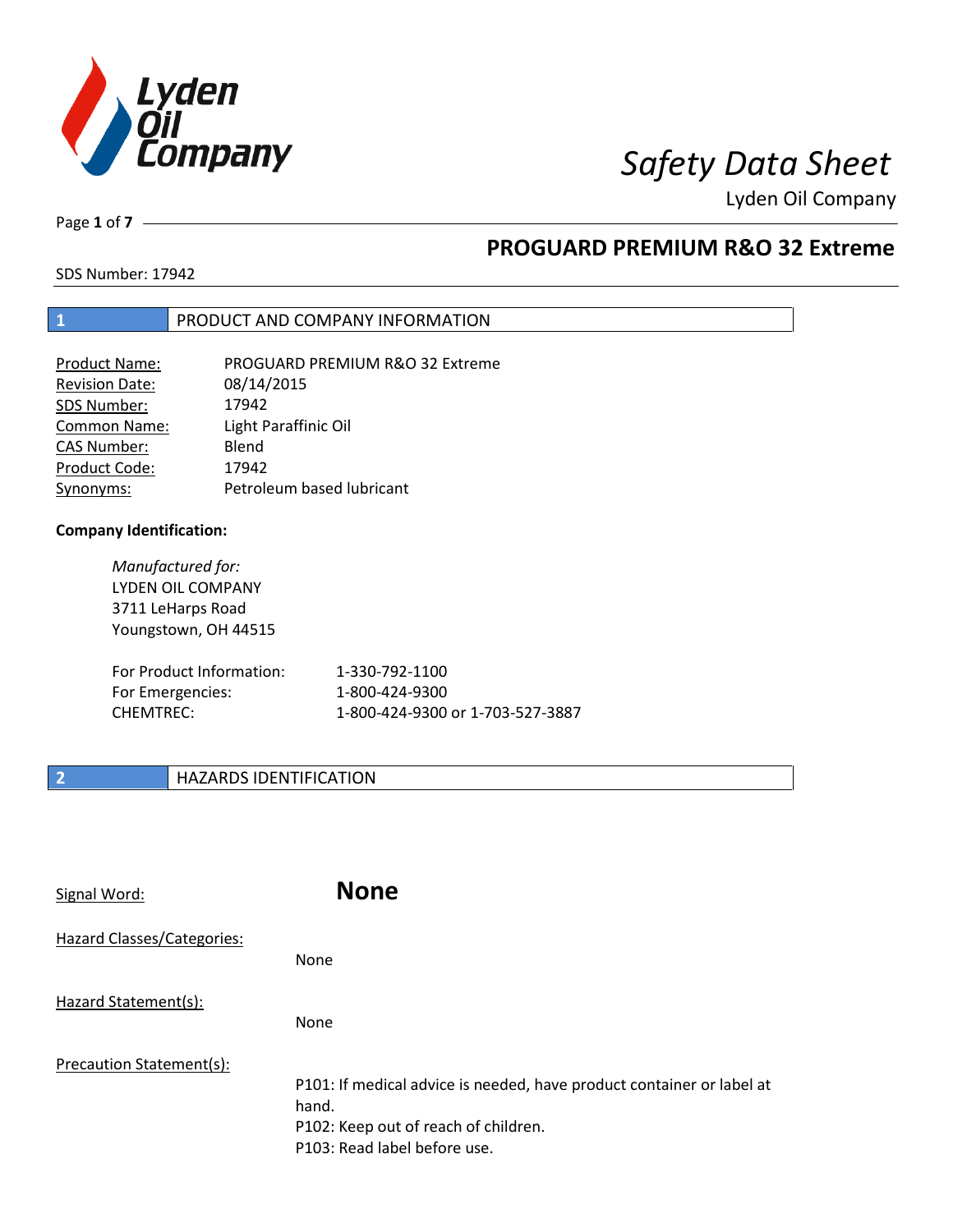# Safety Data Sheet

Lyden Oil Company

## PROGUARD PREMIUM R&O 32 Extreme

SDS Number: 17942

## 1 PRODUCT AND COMPANY INFORMATION

| | |
|---|---|
| Product Name: | PROGUARD PREMIUM R&O 32 Extreme |
| Revision Date: | 08/14/2015 |
| SDS Number: | 17942 |
| Common Name: | Light Paraffinic Oil |
| CAS Number: | Blend |
| Product Code: | 17942 |
| Synonyms: | Petroleum based lubricant |

**Company Identification:**

*Manufactured for:*
LYDEN OIL COMPANY
3711 LeHarps Road
Youngstown, OH 44515

| | |
|---|---|
| For Product Information: | 1-330-792-1100 |
| For Emergencies: | 1-800-424-9300 |
| CHEMTREC: | 1-800-424-9300 or 1-703-527-3887 |

## 2 HAZARDS IDENTIFICATION

Signal Word: **None**

Hazard Classes/Categories:

None

Hazard Statement(s):

None

Precaution Statement(s):

P101: If medical advice is needed, have product container or label at hand.
P102: Keep out of reach of children.
P103: Read label before use.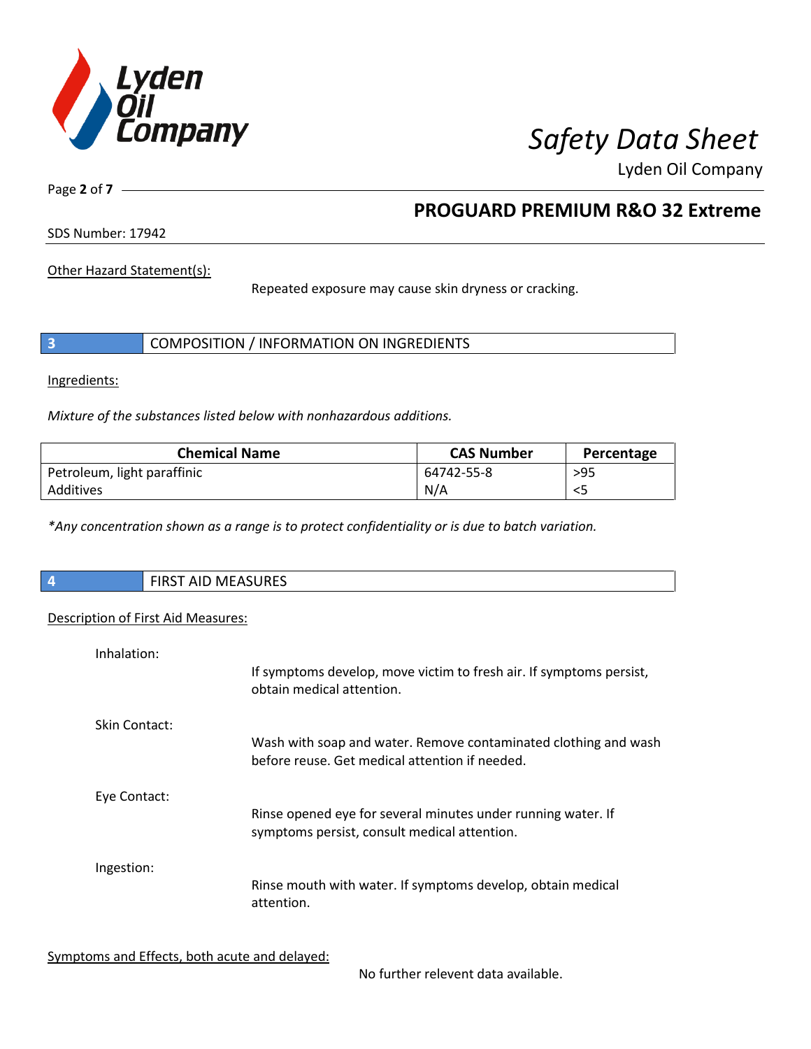Other Hazard Statement(s):

Repeated exposure may cause skin dryness or cracking.

## 3 COMPOSITION / INFORMATION ON INGREDIENTS

Ingredients:

*Mixture of the substances listed below with nonhazardous additions.*

| Chemical Name | CAS Number | Percentage |
|---|---|---|
| Petroleum, light paraffinic | 64742-55-8 | >95 |
| Additives | N/A | <5 |

*\*Any concentration shown as a range is to protect confidentiality or is due to batch variation.*

## 4 FIRST AID MEASURES

Description of First Aid Measures:

Inhalation:

If symptoms develop, move victim to fresh air. If symptoms persist, obtain medical attention.

Skin Contact:

Wash with soap and water. Remove contaminated clothing and wash before reuse. Get medical attention if needed.

Eye Contact:

Rinse opened eye for several minutes under running water. If symptoms persist, consult medical attention.

Ingestion:

Rinse mouth with water. If symptoms develop, obtain medical attention.

Symptoms and Effects, both acute and delayed:

No further relevent data available.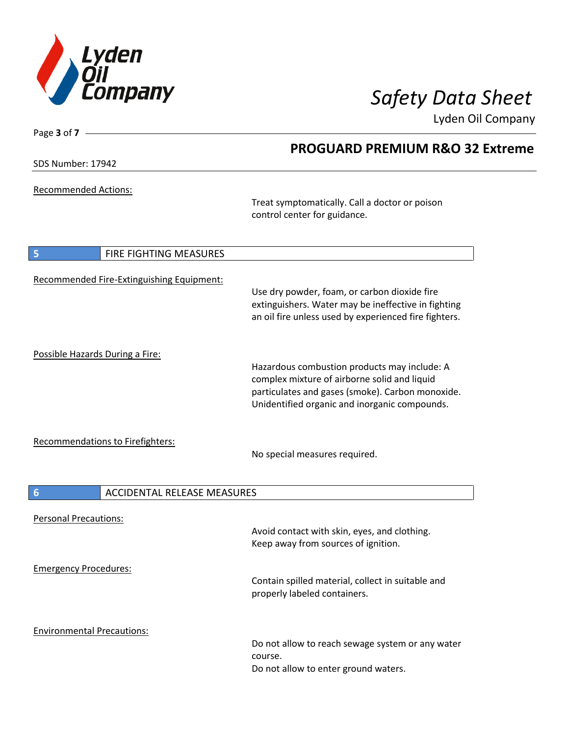Recommended Actions:

Treat symptomatically. Call a doctor or poison control center for guidance.

## 5 FIRE FIGHTING MEASURES

Recommended Fire-Extinguishing Equipment:

Use dry powder, foam, or carbon dioxide fire extinguishers. Water may be ineffective in fighting an oil fire unless used by experienced fire fighters.

Possible Hazards During a Fire:

Hazardous combustion products may include: A complex mixture of airborne solid and liquid particulates and gases (smoke). Carbon monoxide. Unidentified organic and inorganic compounds.

Recommendations to Firefighters:

No special measures required.

## 6 ACCIDENTAL RELEASE MEASURES

Personal Precautions:

Avoid contact with skin, eyes, and clothing. Keep away from sources of ignition.

Emergency Procedures:

Contain spilled material, collect in suitable and properly labeled containers.

Environmental Precautions:

Do not allow to reach sewage system or any water course.
Do not allow to enter ground waters.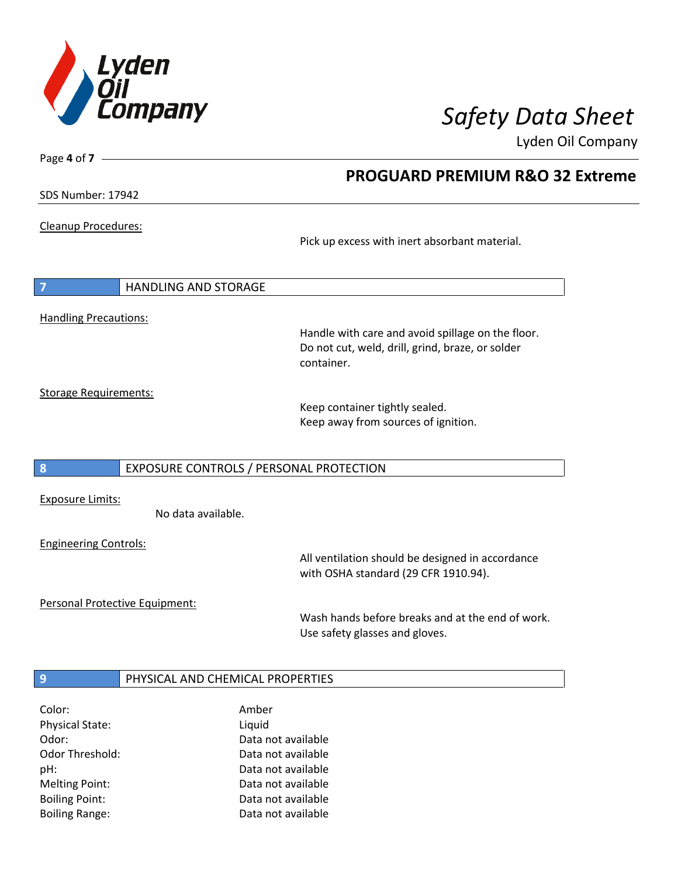Cleanup Procedures:

Pick up excess with inert absorbant material.

## 7 HANDLING AND STORAGE

Handling Precautions:

Handle with care and avoid spillage on the floor.
Do not cut, weld, drill, grind, braze, or solder container.

Storage Requirements:

Keep container tightly sealed.
Keep away from sources of ignition.

## 8 EXPOSURE CONTROLS / PERSONAL PROTECTION

Exposure Limits:

No data available.

Engineering Controls:

All ventilation should be designed in accordance with OSHA standard (29 CFR 1910.94).

Personal Protective Equipment:

Wash hands before breaks and at the end of work.
Use safety glasses and gloves.

## 9 PHYSICAL AND CHEMICAL PROPERTIES

| | |
|---|---|
| Color: | Amber |
| Physical State: | Liquid |
| Odor: | Data not available |
| Odor Threshold: | Data not available |
| pH: | Data not available |
| Melting Point: | Data not available |
| Boiling Point: | Data not available |
| Boiling Range: | Data not available |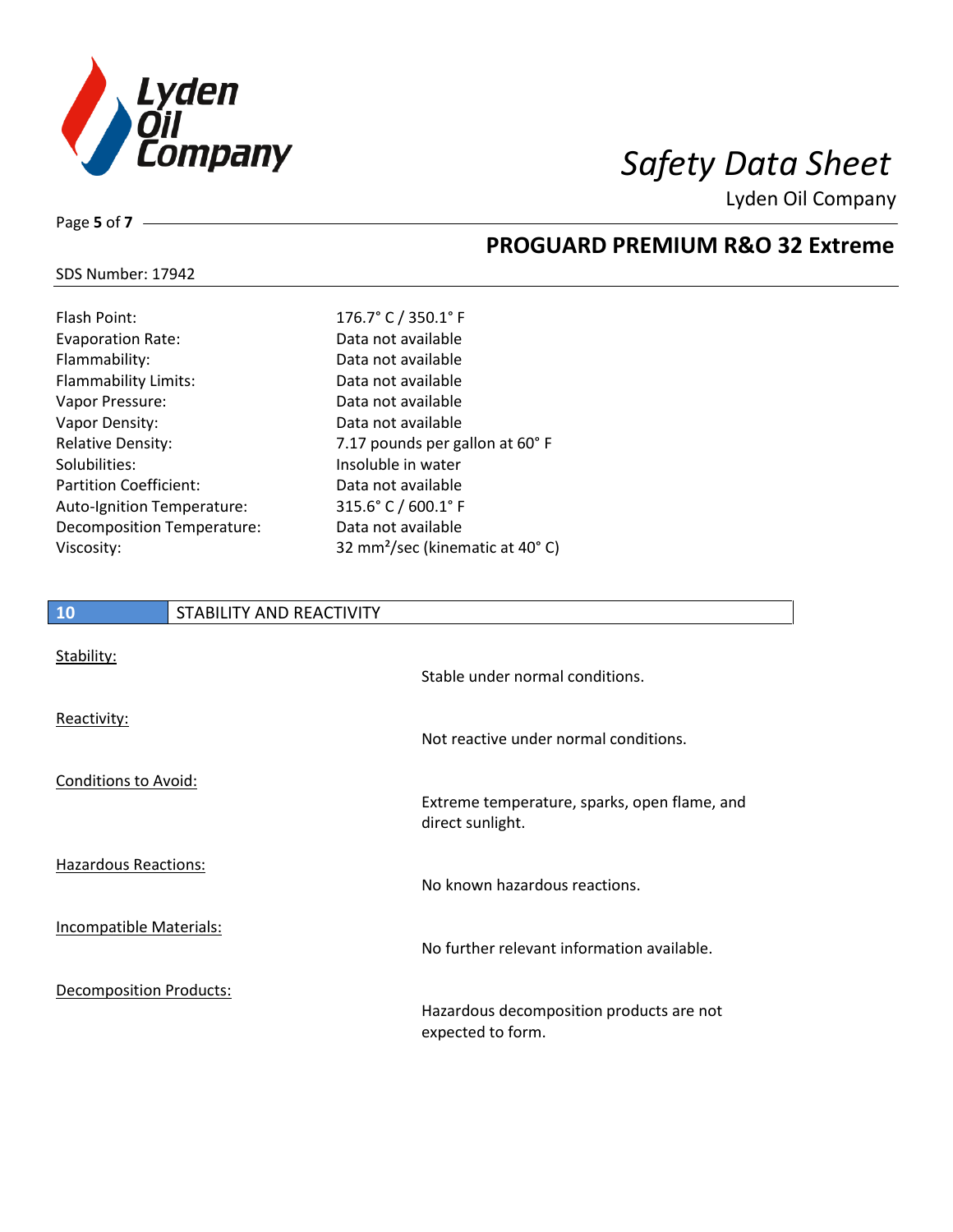Flash Point: 176.7° C / 350.1° F
Evaporation Rate: Data not available
Flammability: Data not available
Flammability Limits: Data not available
Vapor Pressure: Data not available
Vapor Density: Data not available
Relative Density: 7.17 pounds per gallon at 60° F
Solubilities: Insoluble in water
Partition Coefficient: Data not available
Auto-Ignition Temperature: 315.6° C / 600.1° F
Decomposition Temperature: Data not available
Viscosity: 32 $mm^2$/sec (kinematic at 40° C)

## 10 STABILITY AND REACTIVITY

Stability:

Stable under normal conditions.

Reactivity:

Not reactive under normal conditions.

Conditions to Avoid:

Extreme temperature, sparks, open flame, and direct sunlight.

Hazardous Reactions:

No known hazardous reactions.

Incompatible Materials:

No further relevant information available.

Decomposition Products:

Hazardous decomposition products are not expected to form.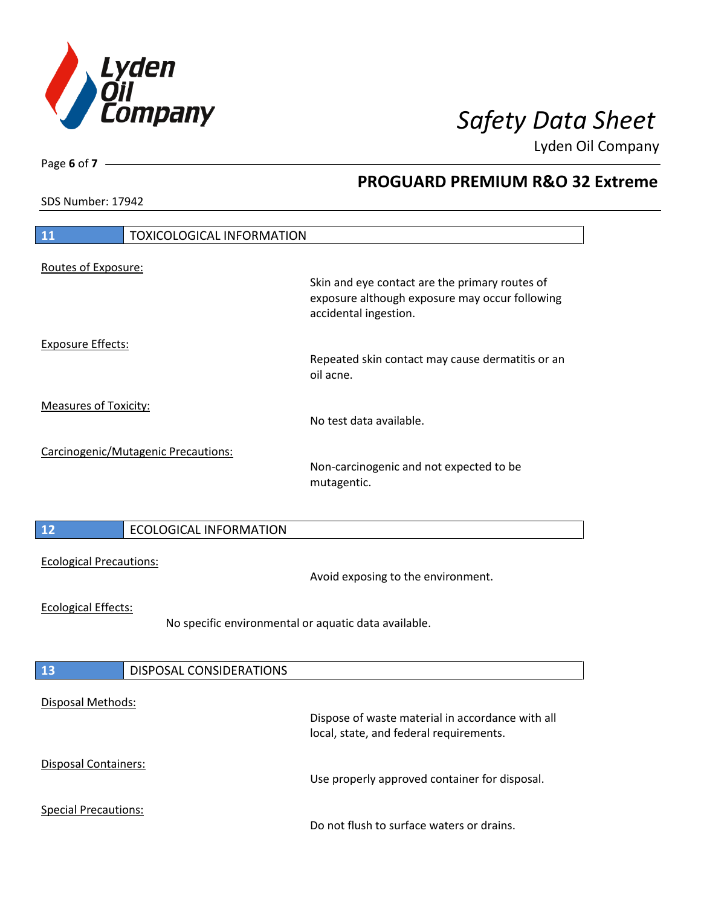SDS Number: 17942

## 11 TOXICOLOGICAL INFORMATION

Routes of Exposure:

Skin and eye contact are the primary routes of exposure although exposure may occur following accidental ingestion.

Exposure Effects:

Repeated skin contact may cause dermatitis or an oil acne.

Measures of Toxicity:

No test data available.

Carcinogenic/Mutagenic Precautions:

Non-carcinogenic and not expected to be mutagentic.

## 12 ECOLOGICAL INFORMATION

Ecological Precautions:

Avoid exposing to the environment.

Ecological Effects:

No specific environmental or aquatic data available.

## 13 DISPOSAL CONSIDERATIONS

Disposal Methods:

Dispose of waste material in accordance with all local, state, and federal requirements.

Disposal Containers:

Use properly approved container for disposal.

Special Precautions:

Do not flush to surface waters or drains.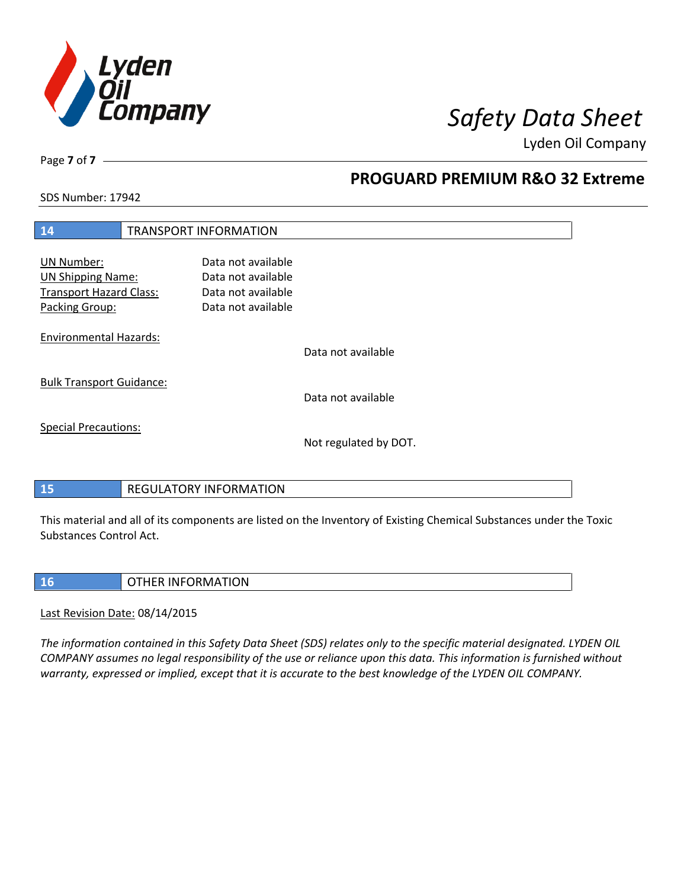## PROGUARD PREMIUM R&O 32 Extreme

SDS Number: 17942

## 14 TRANSPORT INFORMATION

| | |
|---|---|
| UN Number: | Data not available |
| UN Shipping Name: | Data not available |
| Transport Hazard Class: | Data not available |
| Packing Group: | Data not available |

Environmental Hazards:

Data not available

Bulk Transport Guidance:

Data not available

Special Precautions:

Not regulated by DOT.

## 15 REGULATORY INFORMATION

This material and all of its components are listed on the Inventory of Existing Chemical Substances under the Toxic Substances Control Act.

## 16 OTHER INFORMATION

Last Revision Date: 08/14/2015

*The information contained in this Safety Data Sheet (SDS) relates only to the specific material designated. LYDEN OIL COMPANY assumes no legal responsibility of the use or reliance upon this data. This information is furnished without warranty, expressed or implied, except that it is accurate to the best knowledge of the LYDEN OIL COMPANY.*